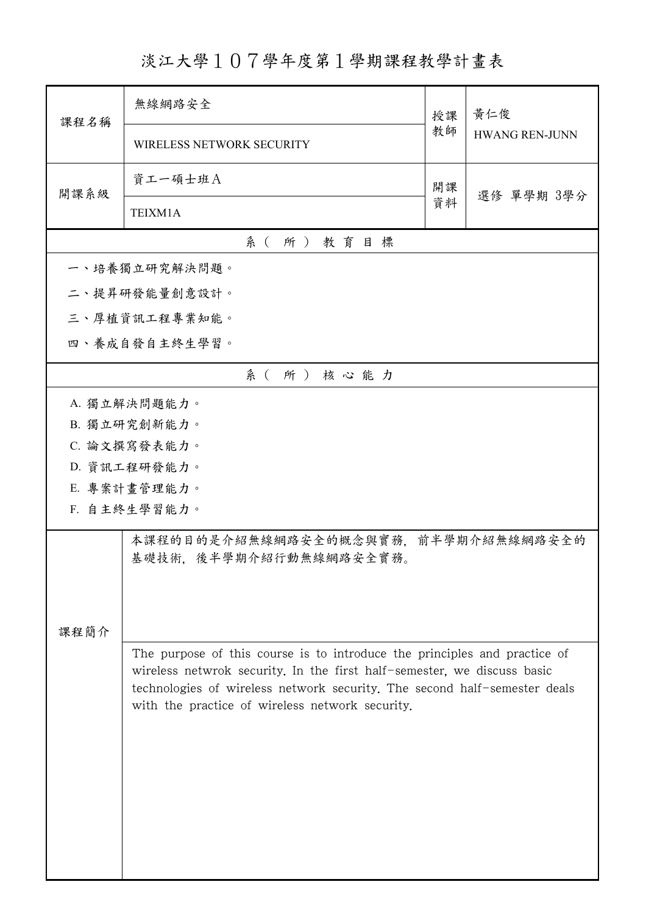# 淡江大學１０７學年度第１學期課程教學計畫表

| 課程名稱 | 無線網路安全<br>WIRELESS NETWORK SECURITY | 授課教師 | 黃仁俊<br>HWANG REN-JUNN |
|---|---|---|---|
| 開課系級 | 資工一碩士班A<br>TEIXM1A | 開課資料 | 選修 單學期 3學分 |

## 系（所）教育目標

一、培養獨立研究解決問題。

二、提昇研發能量創意設計。

三、厚植資訊工程專業知能。

四、養成自發自主終生學習。

## 系（所）核心能力

A. 獨立解決問題能力。

B. 獨立研究創新能力。

C. 論文撰寫發表能力。

D. 資訊工程研發能力。

E. 專案計畫管理能力。

F. 自主終生學習能力。

## 課程簡介

本課程的目的是介紹無線網路安全的概念與實務，前半學期介紹無線網路安全的基礎技術，後半學期介紹行動無線網路安全實務。

The purpose of this course is to introduce the principles and practice of wireless netwrok security. In the first half-semester, we discuss basic technologies of wireless network security. The second half-semester deals with the practice of wireless network security.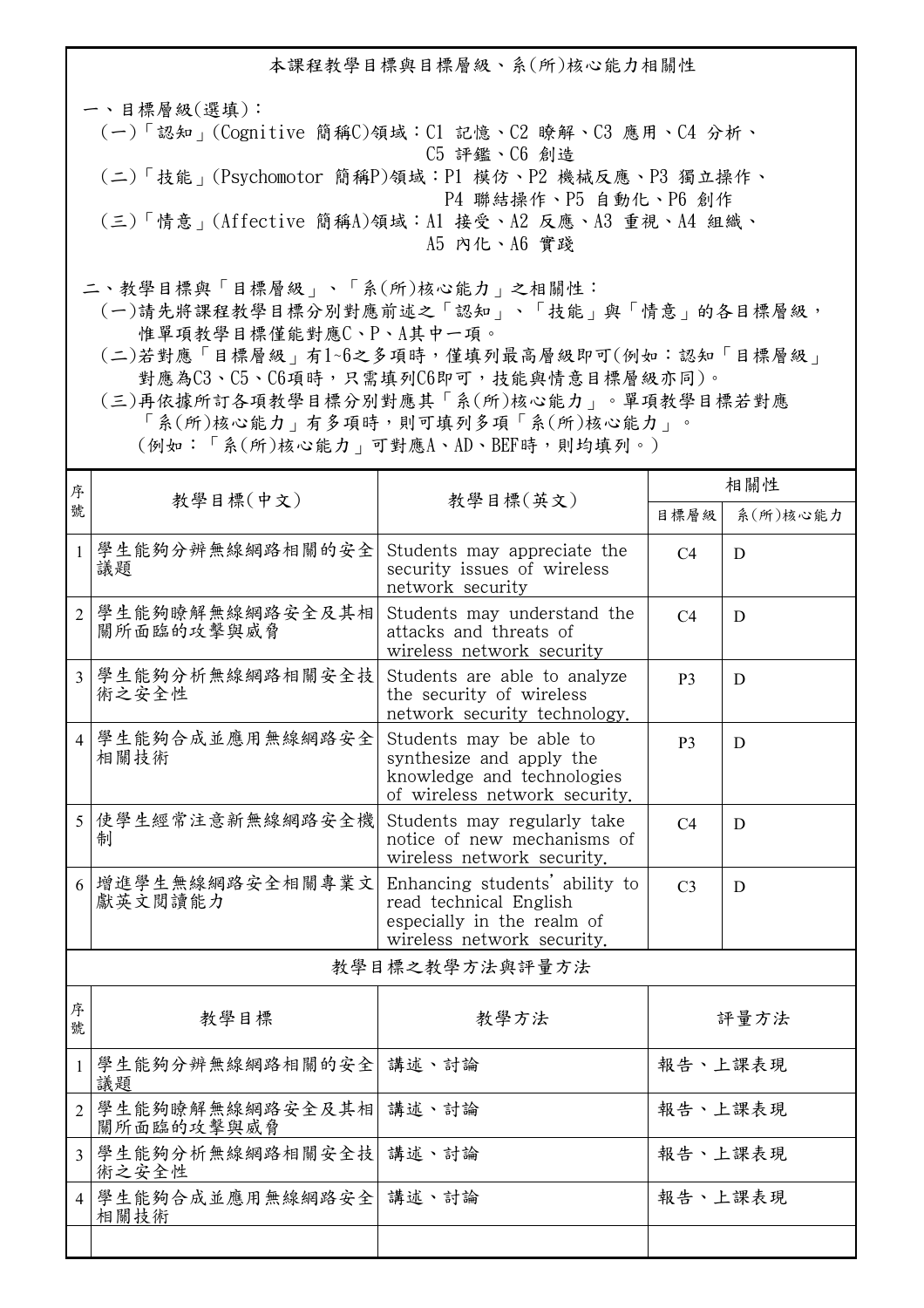## 本課程教學目標與目標層級、系(所)核心能力相關性

一、目標層級(選填)：

(一)「認知」(Cognitive 簡稱C)領域：C1 記憶、C2 瞭解、C3 應用、C4 分析、C5 評鑑、C6 創造

(二)「技能」(Psychomotor 簡稱P)領域：P1 模仿、P2 機械反應、P3 獨立操作、P4 聯結操作、P5 自動化、P6 創作

(三)「情意」(Affective 簡稱A)領域：A1 接受、A2 反應、A3 重視、A4 組織、A5 內化、A6 實踐

二、教學目標與「目標層級」、「系(所)核心能力」之相關性：

(一)請先將課程教學目標分別對應前述之「認知」、「技能」與「情意」的各目標層級，惟單項教學目標僅能對應C、P、A其中一項。

(二)若對應「目標層級」有1~6之多項時，僅填列最高層級即可(例如：認知「目標層級」對應為C3、C5、C6項時，只需填列C6即可，技能與情意目標層級亦同)。

(三)再依據所訂各項教學目標分別對應其「系(所)核心能力」。單項教學目標若對應「系(所)核心能力」有多項時，則可填列多項「系(所)核心能力」。(例如：「系(所)核心能力」可對應A、AD、BEF時，則均填列。)

| 序號 | 教學目標(中文) | 教學目標(英文) | 相關性 | |
|---|---|---|---|---|
| | | | 目標層級 | 系(所)核心能力 |
| 1 | 學生能夠分辨無線網路相關的安全議題 | Students may appreciate the security issues of wireless network security | C4 | D |
| 2 | 學生能夠瞭解無線網路安全及其相關所面臨的攻擊與威脅 | Students may understand the attacks and threats of wireless network security | C4 | D |
| 3 | 學生能夠分析無線網路相關安全技術之安全性 | Students are able to analyze the security of wireless network security technology. | P3 | D |
| 4 | 學生能夠合成並應用無線網路安全相關技術 | Students may be able to synthesize and apply the knowledge and technologies of wireless network security. | P3 | D |
| 5 | 使學生經常注意新無線網路安全機制 | Students may regularly take notice of new mechanisms of wireless network security. | C4 | D |
| 6 | 增進學生無線網路安全相關專業文獻英文閱讀能力 | Enhancing students' ability to read technical English especially in the realm of wireless network security. | C3 | D |

## 教學目標之教學方法與評量方法

| 序號 | 教學目標 | 教學方法 | 評量方法 |
|---|---|---|---|
| 1 | 學生能夠分辨無線網路相關的安全議題 | 講述、討論 | 報告、上課表現 |
| 2 | 學生能夠瞭解無線網路安全及其相關所面臨的攻擊與威脅 | 講述、討論 | 報告、上課表現 |
| 3 | 學生能夠分析無線網路相關安全技術之安全性 | 講述、討論 | 報告、上課表現 |
| 4 | 學生能夠合成並應用無線網路安全相關技術 | 講述、討論 | 報告、上課表現 |
| | | | |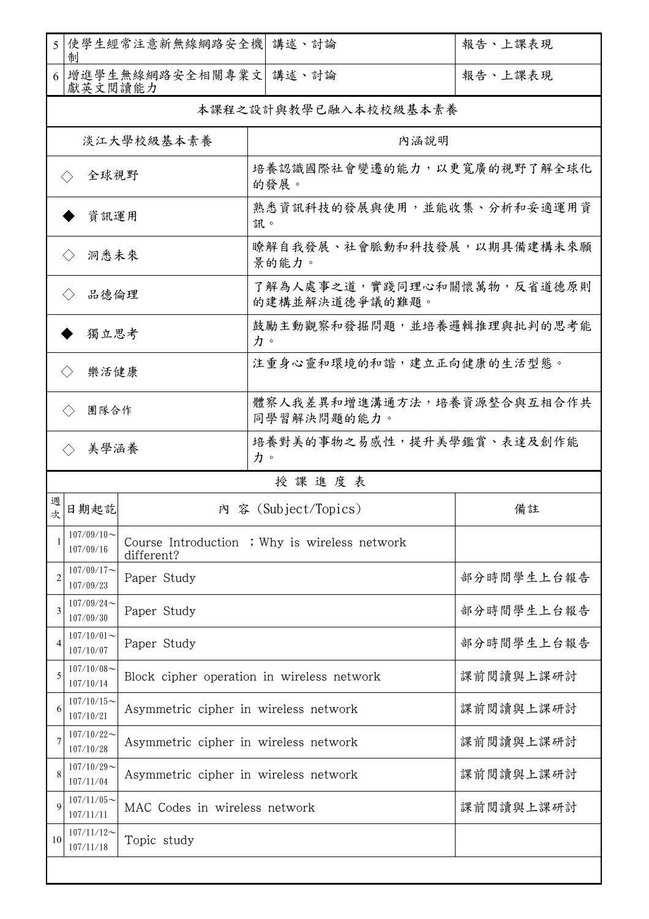| 5 | 使學生經常注意新無線網路安全機制 | 講述、討論 | 報告、上課表現 |
|---|---|---|---|
| 6 | 增進學生無線網路安全相關專業文獻英文閱讀能力 | 講述、討論 | 報告、上課表現 |

本課程之設計與教學已融入本校校級基本素養

| 淡江大學校級基本素養 | 內涵說明 |
|---|---|
| ◇ 全球視野 | 培養認識國際社會變遷的能力，以更寬廣的視野了解全球化的發展。 |
| ◆ 資訊運用 | 熟悉資訊科技的發展與使用，並能收集、分析和妥適運用資訊。 |
| ◇ 洞悉未來 | 瞭解自我發展、社會脈動和科技發展，以期具備建構未來願景的能力。 |
| ◇ 品德倫理 | 了解為人處事之道，實踐同理心和關懷萬物，反省道德原則的建構並解決道德爭議的難題。 |
| ◆ 獨立思考 | 鼓勵主動觀察和發掘問題，並培養邏輯推理與批判的思考能力。 |
| ◇ 樂活健康 | 注重身心靈和環境的和諧，建立正向健康的生活型態。 |
| ◇ 團隊合作 | 體察人我差異和增進溝通方法，培養資源整合與互相合作共同學習解決問題的能力。 |
| ◇ 美學涵養 | 培養對美的事物之易感性，提升美學鑑賞、表達及創作能力。 |

授 課 進 度 表

| 週次 | 日期起訖 | 內 容 (Subject/Topics) | 備註 |
|---|---|---|---|
| 1 | 107/09/10～107/09/16 | Course Introduction ；Why is wireless network different? | |
| 2 | 107/09/17～107/09/23 | Paper Study | 部分時間學生上台報告 |
| 3 | 107/09/24～107/09/30 | Paper Study | 部分時間學生上台報告 |
| 4 | 107/10/01～107/10/07 | Paper Study | 部分時間學生上台報告 |
| 5 | 107/10/08～107/10/14 | Block cipher operation in wireless network | 課前閱讀與上課研討 |
| 6 | 107/10/15～107/10/21 | Asymmetric cipher in wireless network | 課前閱讀與上課研討 |
| 7 | 107/10/22～107/10/28 | Asymmetric cipher in wireless network | 課前閱讀與上課研討 |
| 8 | 107/10/29～107/11/04 | Asymmetric cipher in wireless network | 課前閱讀與上課研討 |
| 9 | 107/11/05～107/11/11 | MAC Codes in wireless network | 課前閱讀與上課研討 |
| 10 | 107/11/12～107/11/18 | Topic study | |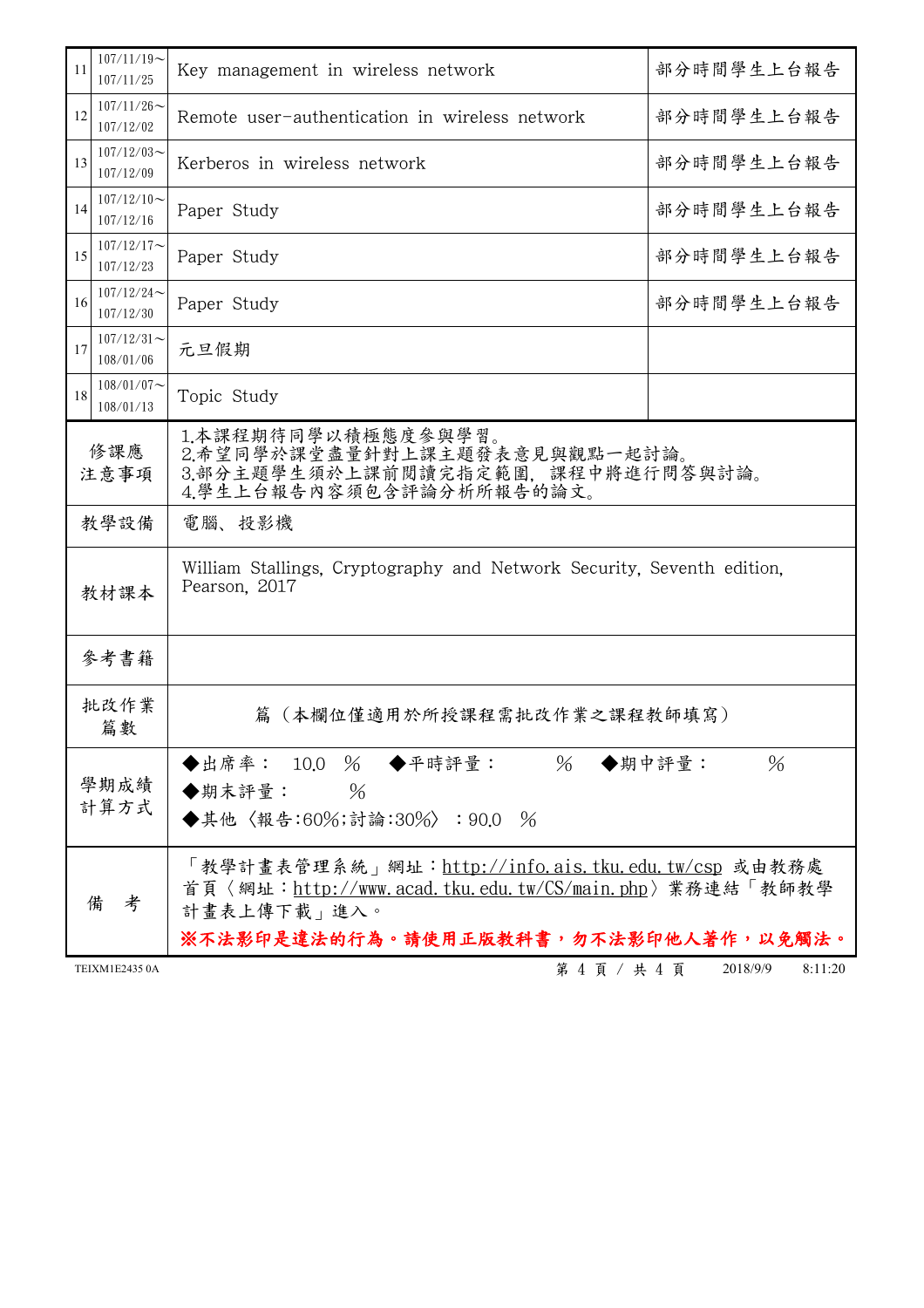| | | | |
|---|---|---|---|
| 11 | 107/11/19～<br>107/11/25 | Key management in wireless network | 部分時間學生上台報告 |
| 12 | 107/11/26～<br>107/12/02 | Remote user-authentication in wireless network | 部分時間學生上台報告 |
| 13 | 107/12/03～<br>107/12/09 | Kerberos in wireless network | 部分時間學生上台報告 |
| 14 | 107/12/10～<br>107/12/16 | Paper Study | 部分時間學生上台報告 |
| 15 | 107/12/17～<br>107/12/23 | Paper Study | 部分時間學生上台報告 |
| 16 | 107/12/24～<br>107/12/30 | Paper Study | 部分時間學生上台報告 |
| 17 | 107/12/31～<br>108/01/06 | 元旦假期 | |
| 18 | 108/01/07～<br>108/01/13 | Topic Study | |

| | |
|---|---|
| 修課應注意事項 | 1.本課程期待同學以積極態度參與學習。<br>2.希望同學於課堂盡量針對上課主題發表意見與觀點一起討論。<br>3.部分主題學生須於上課前閱讀完指定範圍，課程中將進行問答與討論。<br>4.學生上台報告內容須包含評論分析所報告的論文。 |
| 教學設備 | 電腦、投影機 |
| 教材課本 | William Stallings, Cryptography and Network Security, Seventh edition, Pearson, 2017 |
| 參考書籍 | |
| 批改作業篇數 | 篇（本欄位僅適用於所授課程需批改作業之課程教師填寫） |
| 學期成績計算方式 | ◆出席率： 10.0 ％ ◆平時評量： ％ ◆期中評量： ％<br>◆期末評量： ％<br>◆其他〈報告:60%;討論:30%〉：90.0 ％ |
| 備　考 | 「教學計畫表管理系統」網址：http://info.ais.tku.edu.tw/csp 或由教務處首頁〈網址：http://www.acad.tku.edu.tw/CS/main.php〉業務連結「教師教學計畫表上傳下載」進入。<br>**※不法影印是違法的行為。請使用正版教科書，勿不法影印他人著作，以免觸法。** |

TEIXM1E2435 0A　2018/9/9　8:11:20